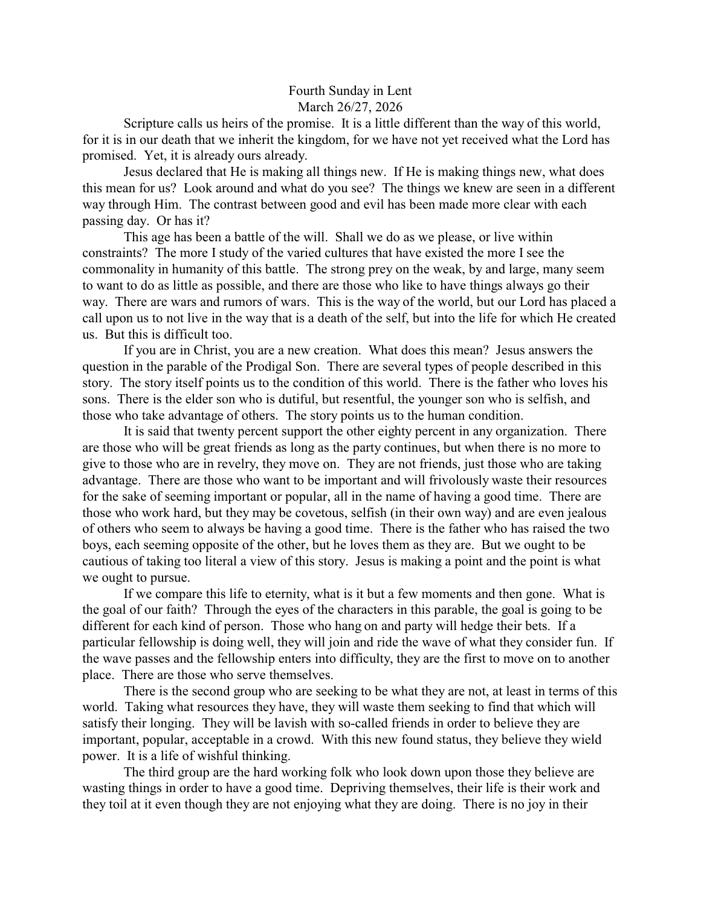# Fourth Sunday in Lent

March 26/27, 2026

Scripture calls us heirs of the promise. It is a little different than the way of this world, for it is in our death that we inherit the kingdom, for we have not yet received what the Lord has promised. Yet, it is already ours already.

Jesus declared that He is making all things new. If He is making things new, what does this mean for us? Look around and what do you see? The things we knew are seen in a different way through Him. The contrast between good and evil has been made more clear with each passing day. Or has it?

This age has been a battle of the will. Shall we do as we please, or live within constraints? The more I study of the varied cultures that have existed the more I see the commonality in humanity of this battle. The strong prey on the weak, by and large, many seem to want to do as little as possible, and there are those who like to have things always go their way. There are wars and rumors of wars. This is the way of the world, but our Lord has placed a call upon us to not live in the way that is a death of the self, but into the life for which He created us. But this is difficult too.

If you are in Christ, you are a new creation. What does this mean? Jesus answers the question in the parable of the Prodigal Son. There are several types of people described in this story. The story itself points us to the condition of this world. There is the father who loves his sons. There is the elder son who is dutiful, but resentful, the younger son who is selfish, and those who take advantage of others. The story points us to the human condition.

It is said that twenty percent support the other eighty percent in any organization. There are those who will be great friends as long as the party continues, but when there is no more to give to those who are in revelry, they move on. They are not friends, just those who are taking advantage. There are those who want to be important and will frivolously waste their resources for the sake of seeming important or popular, all in the name of having a good time. There are those who work hard, but they may be covetous, selfish (in their own way) and are even jealous of others who seem to always be having a good time. There is the father who has raised the two boys, each seeming opposite of the other, but he loves them as they are. But we ought to be cautious of taking too literal a view of this story. Jesus is making a point and the point is what we ought to pursue.

If we compare this life to eternity, what is it but a few moments and then gone. What is the goal of our faith? Through the eyes of the characters in this parable, the goal is going to be different for each kind of person. Those who hang on and party will hedge their bets. If a particular fellowship is doing well, they will join and ride the wave of what they consider fun. If the wave passes and the fellowship enters into difficulty, they are the first to move on to another place. There are those who serve themselves.

There is the second group who are seeking to be what they are not, at least in terms of this world. Taking what resources they have, they will waste them seeking to find that which will satisfy their longing. They will be lavish with so-called friends in order to believe they are important, popular, acceptable in a crowd. With this new found status, they believe they wield power. It is a life of wishful thinking.

The third group are the hard working folk who look down upon those they believe are wasting things in order to have a good time. Depriving themselves, their life is their work and they toil at it even though they are not enjoying what they are doing. There is no joy in their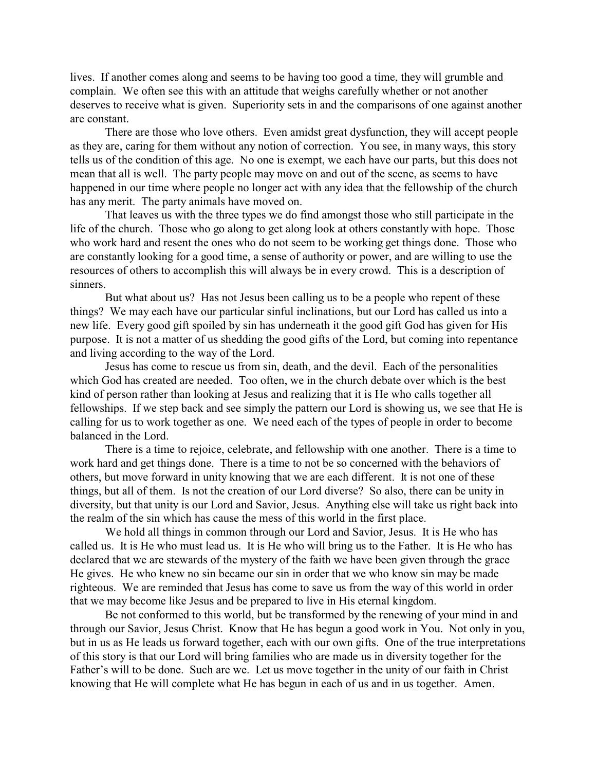lives. If another comes along and seems to be having too good a time, they will grumble and complain. We often see this with an attitude that weighs carefully whether or not another deserves to receive what is given. Superiority sets in and the comparisons of one against another are constant.

There are those who love others. Even amidst great dysfunction, they will accept people as they are, caring for them without any notion of correction. You see, in many ways, this story tells us of the condition of this age. No one is exempt, we each have our parts, but this does not mean that all is well. The party people may move on and out of the scene, as seems to have happened in our time where people no longer act with any idea that the fellowship of the church has any merit. The party animals have moved on.

That leaves us with the three types we do find amongst those who still participate in the life of the church. Those who go along to get along look at others constantly with hope. Those who work hard and resent the ones who do not seem to be working get things done. Those who are constantly looking for a good time, a sense of authority or power, and are willing to use the resources of others to accomplish this will always be in every crowd. This is a description of sinners.

But what about us? Has not Jesus been calling us to be a people who repent of these things? We may each have our particular sinful inclinations, but our Lord has called us into a new life. Every good gift spoiled by sin has underneath it the good gift God has given for His purpose. It is not a matter of us shedding the good gifts of the Lord, but coming into repentance and living according to the way of the Lord.

Jesus has come to rescue us from sin, death, and the devil. Each of the personalities which God has created are needed. Too often, we in the church debate over which is the best kind of person rather than looking at Jesus and realizing that it is He who calls together all fellowships. If we step back and see simply the pattern our Lord is showing us, we see that He is calling for us to work together as one. We need each of the types of people in order to become balanced in the Lord.

There is a time to rejoice, celebrate, and fellowship with one another. There is a time to work hard and get things done. There is a time to not be so concerned with the behaviors of others, but move forward in unity knowing that we are each different. It is not one of these things, but all of them. Is not the creation of our Lord diverse? So also, there can be unity in diversity, but that unity is our Lord and Savior, Jesus. Anything else will take us right back into the realm of the sin which has cause the mess of this world in the first place.

We hold all things in common through our Lord and Savior, Jesus. It is He who has called us. It is He who must lead us. It is He who will bring us to the Father. It is He who has declared that we are stewards of the mystery of the faith we have been given through the grace He gives. He who knew no sin became our sin in order that we who know sin may be made righteous. We are reminded that Jesus has come to save us from the way of this world in order that we may become like Jesus and be prepared to live in His eternal kingdom.

Be not conformed to this world, but be transformed by the renewing of your mind in and through our Savior, Jesus Christ. Know that He has begun a good work in You. Not only in you, but in us as He leads us forward together, each with our own gifts. One of the true interpretations of this story is that our Lord will bring families who are made us in diversity together for the Father's will to be done. Such are we. Let us move together in the unity of our faith in Christ knowing that He will complete what He has begun in each of us and in us together. Amen.